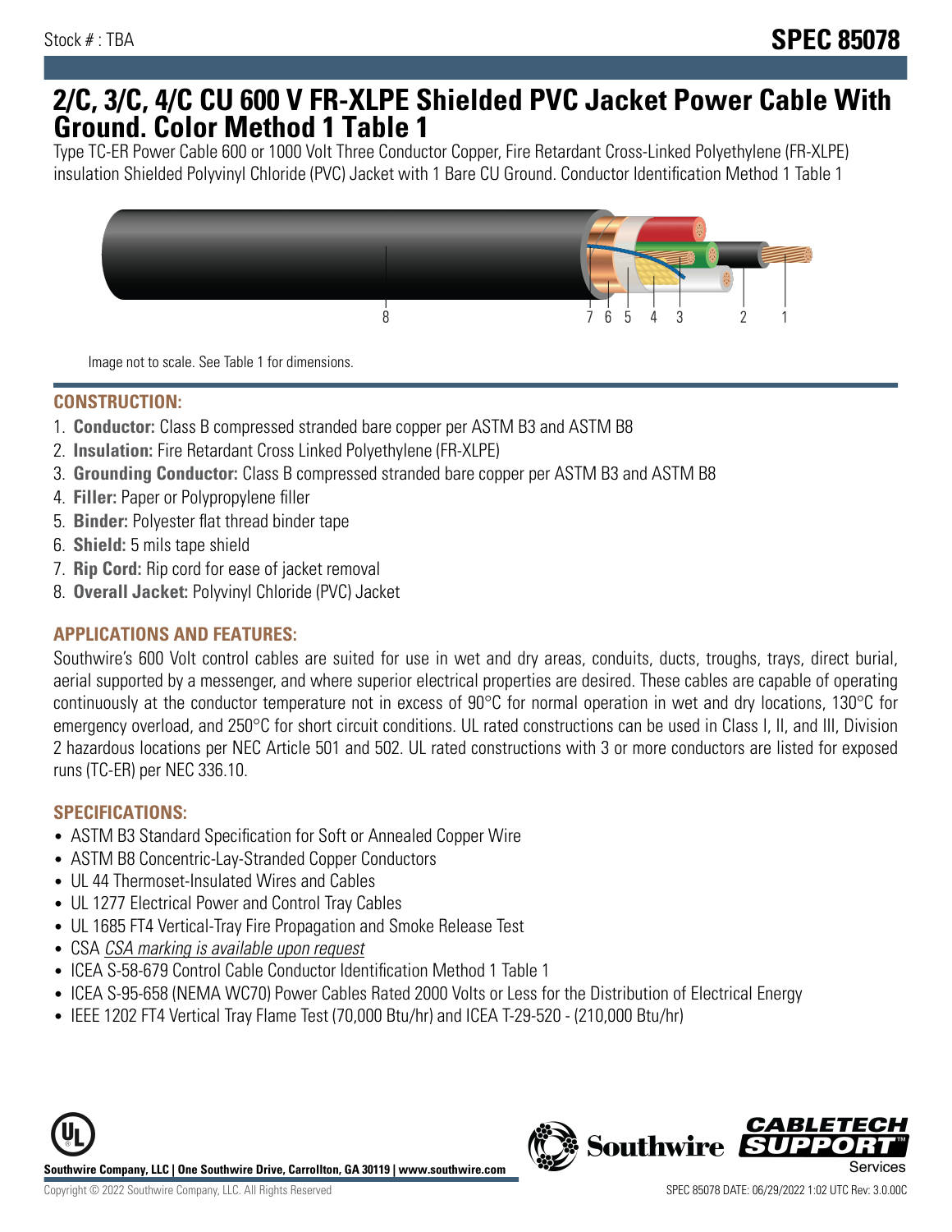Stock # : TBA

**SPEC 85078**

# 2/C, 3/C, 4/C CU 600 V FR-XLPE Shielded PVC Jacket Power Cable With Ground. Color Method 1 Table 1

Type TC-ER Power Cable 600 or 1000 Volt Three Conductor Copper, Fire Retardant Cross-Linked Polyethylene (FR-XLPE) insulation Shielded Polyvinyl Chloride (PVC) Jacket with 1 Bare CU Ground. Conductor Identification Method 1 Table 1

8 7 6 5 4 3 2 1

Image not to scale. See Table 1 for dimensions.

## CONSTRUCTION:

1. **Conductor:** Class B compressed stranded bare copper per ASTM B3 and ASTM B8
2. **Insulation:** Fire Retardant Cross Linked Polyethylene (FR-XLPE)
3. **Grounding Conductor:** Class B compressed stranded bare copper per ASTM B3 and ASTM B8
4. **Filler:** Paper or Polypropylene filler
5. **Binder:** Polyester flat thread binder tape
6. **Shield:** 5 mils tape shield
7. **Rip Cord:** Rip cord for ease of jacket removal
8. **Overall Jacket:** Polyvinyl Chloride (PVC) Jacket

## APPLICATIONS AND FEATURES:

Southwire's 600 Volt control cables are suited for use in wet and dry areas, conduits, ducts, troughs, trays, direct burial, aerial supported by a messenger, and where superior electrical properties are desired. These cables are capable of operating continuously at the conductor temperature not in excess of 90°C for normal operation in wet and dry locations, 130°C for emergency overload, and 250°C for short circuit conditions. UL rated constructions can be used in Class I, II, and III, Division 2 hazardous locations per NEC Article 501 and 502. UL rated constructions with 3 or more conductors are listed for exposed runs (TC-ER) per NEC 336.10.

## SPECIFICATIONS:

- ASTM B3 Standard Specification for Soft or Annealed Copper Wire
- ASTM B8 Concentric-Lay-Stranded Copper Conductors
- UL 44 Thermoset-Insulated Wires and Cables
- UL 1277 Electrical Power and Control Tray Cables
- UL 1685 FT4 Vertical-Tray Fire Propagation and Smoke Release Test
- CSA *CSA marking is available upon request*
- ICEA S-58-679 Control Cable Conductor Identification Method 1 Table 1
- ICEA S-95-658 (NEMA WC70) Power Cables Rated 2000 Volts or Less for the Distribution of Electrical Energy
- IEEE 1202 FT4 Vertical Tray Flame Test (70,000 Btu/hr) and ICEA T-29-520 - (210,000 Btu/hr)

**Southwire Company, LLC | One Southwire Drive, Carrollton, GA 30119 | www.southwire.com**

Copyright © 2022 Southwire Company, LLC. All Rights Reserved

SPEC 85078 DATE: 06/29/2022 1:02 UTC Rev: 3.0.00C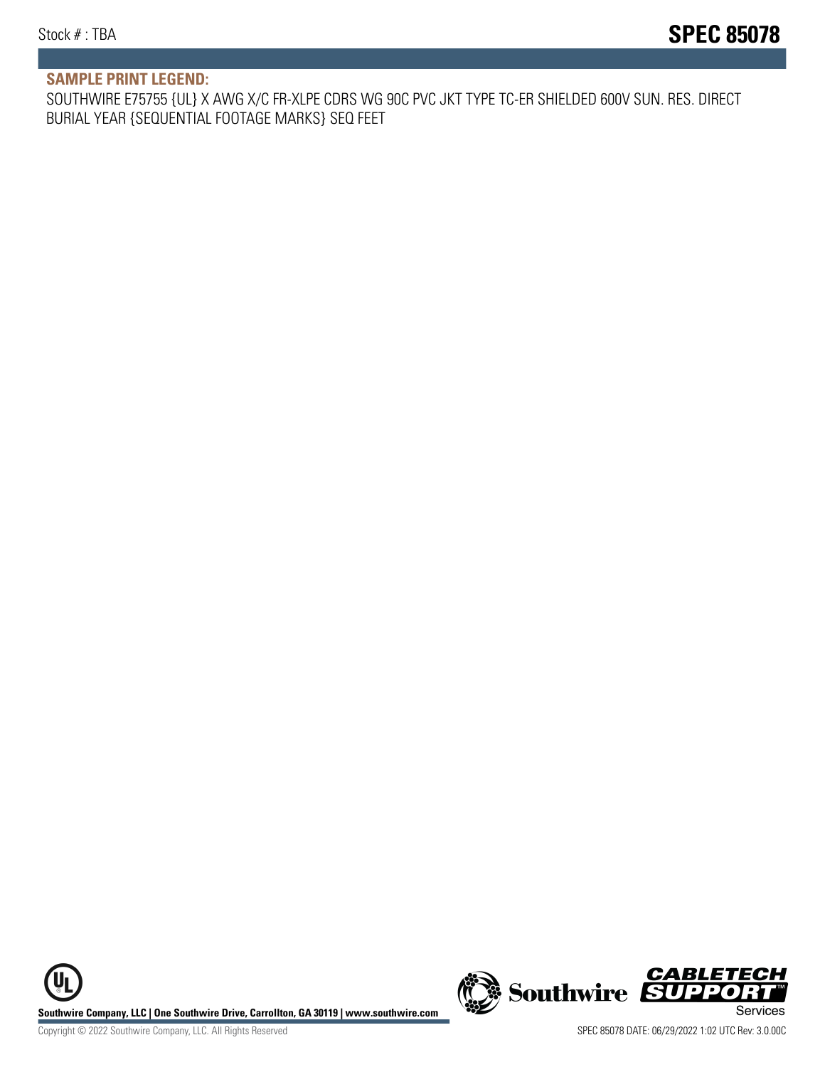## SAMPLE PRINT LEGEND:

SOUTHWIRE E75755 {UL} X AWG X/C FR-XLPE CDRS WG 90C PVC JKT TYPE TC-ER SHIELDED 600V SUN. RES. DIRECT BURIAL YEAR {SEQUENTIAL FOOTAGE MARKS} SEQ FEET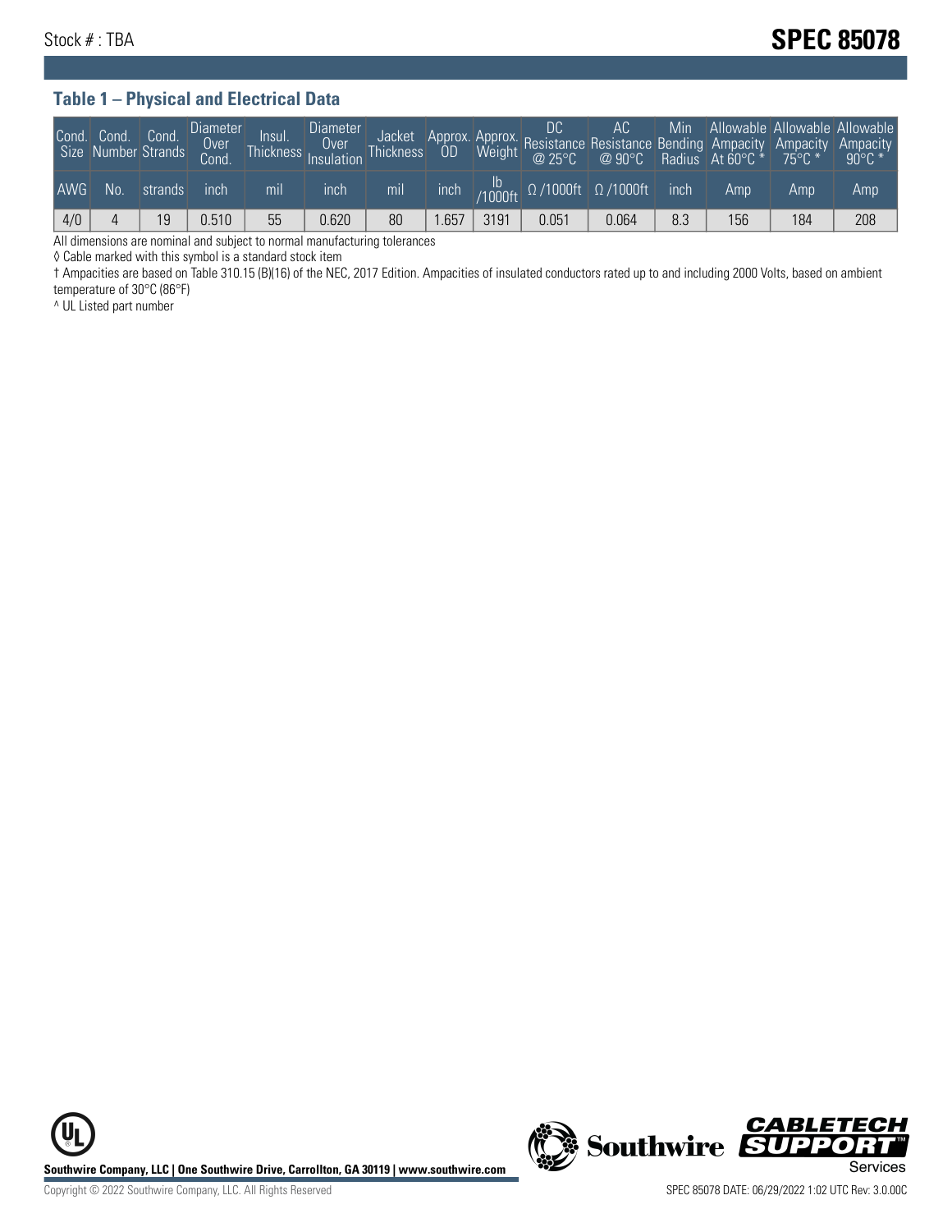### Table 1 – Physical and Electrical Data

| Cond. Size | Cond. Number | Cond. Strands | Diameter Over Cond. | Insul. Thickness | Diameter Over Insulation | Jacket Thickness | Approx. OD | Approx. Weight | DC Resistance @ 25°C | AC Resistance @ 90°C | Min Bending Radius | Allowable Ampacity At 60°C * | Allowable Ampacity 75°C * | Allowable Ampacity 90°C * |
|---|---|---|---|---|---|---|---|---|---|---|---|---|---|---|
| AWG | No. | strands | inch | mil | inch | mil | inch | lb /1000ft | Ω /1000ft | Ω /1000ft | inch | Amp | Amp | Amp |
| 4/0 | 4 | 19 | 0.510 | 55 | 0.620 | 80 | 1.657 | 3191 | 0.051 | 0.064 | 8.3 | 156 | 184 | 208 |

All dimensions are nominal and subject to normal manufacturing tolerances

◊ Cable marked with this symbol is a standard stock item

† Ampacities are based on Table 310.15 (B)(16) of the NEC, 2017 Edition. Ampacities of insulated conductors rated up to and including 2000 Volts, based on ambient temperature of 30°C (86°F)

^ UL Listed part number